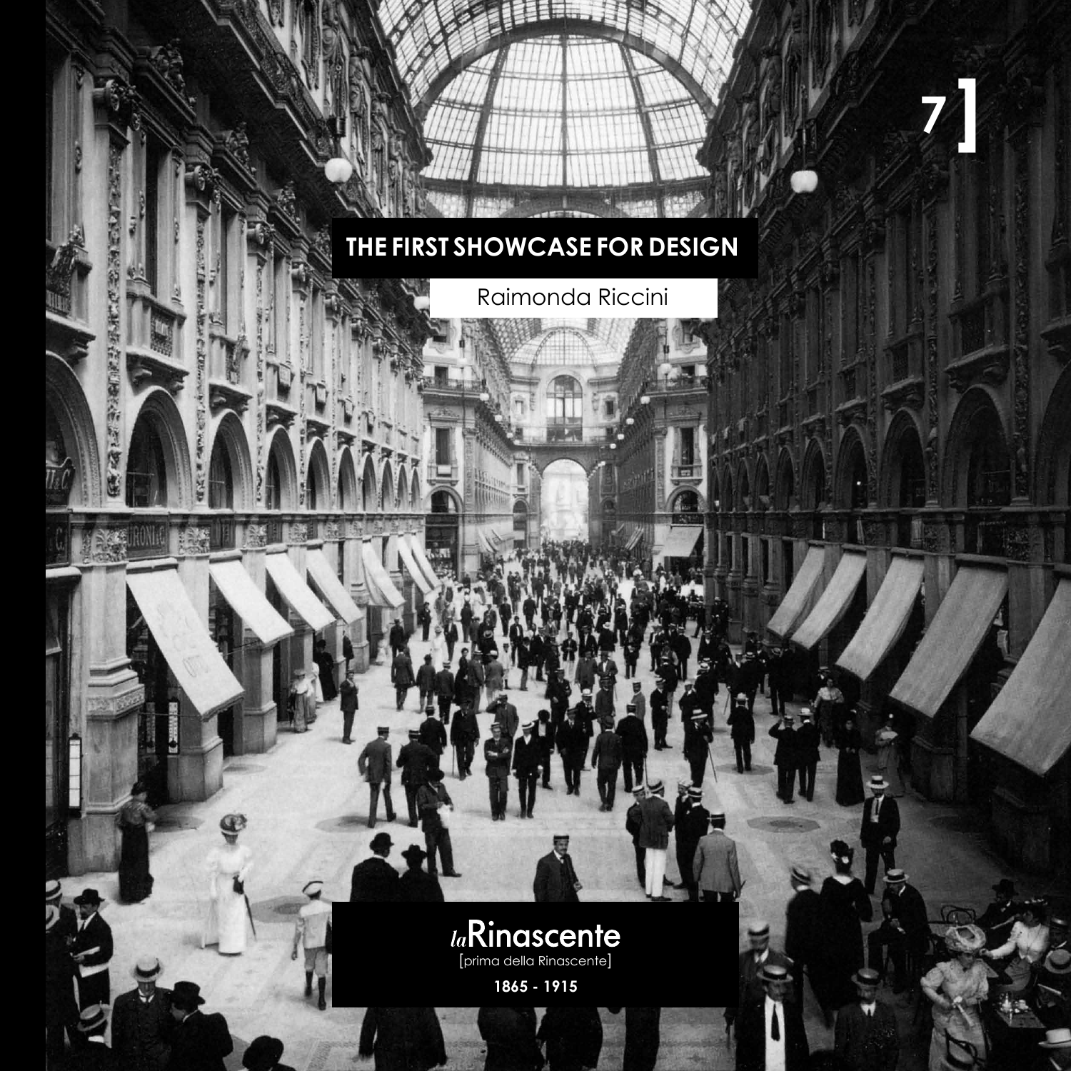7]

# THE FIRST SHOWCASE FOR DESIGN

Raimonda Riccini

*la*Rinascente

[prima della Rinascente]

**1865 - 1915**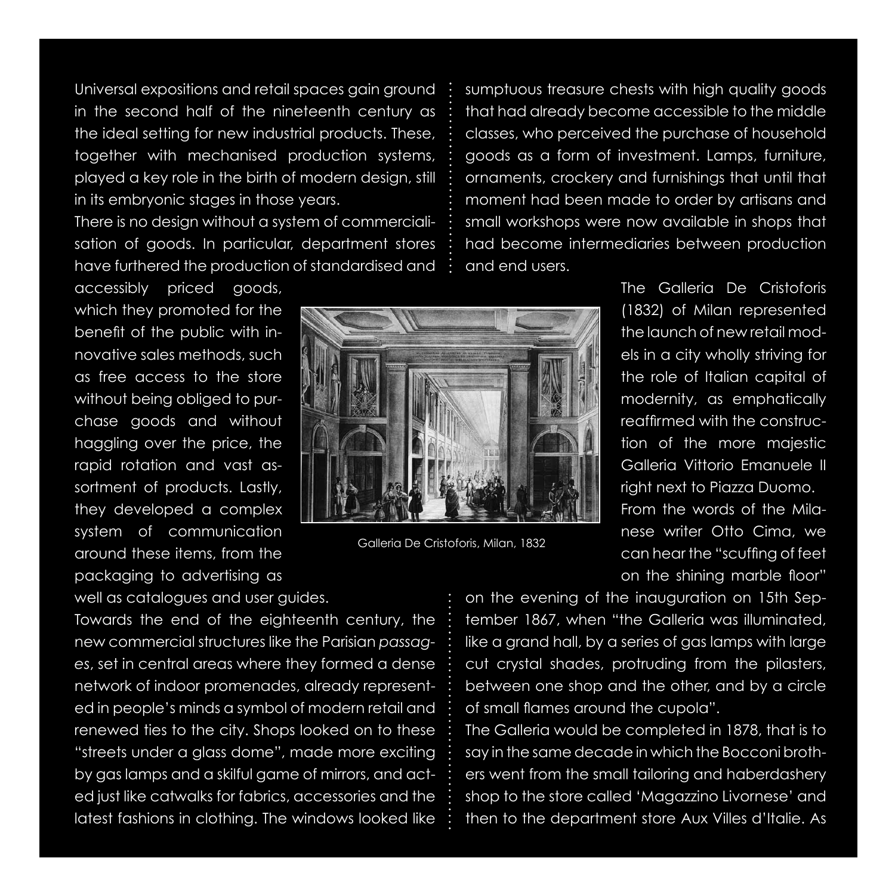Universal expositions and retail spaces gain ground in the second half of the nineteenth century as the ideal setting for new industrial products. These, together with mechanised production systems, played a key role in the birth of modern design, still in its embryonic stages in those years.

There is no design without a system of commercialisation of goods. In particular, department stores have furthered the production of standardised and accessibly priced goods, which they promoted for the benefit of the public with innovative sales methods, such as free access to the store without being obliged to purchase goods and without haggling over the price, the rapid rotation and vast assortment of products. Lastly, they developed a complex system of communication around these items, from the packaging to advertising as well as catalogues and user guides.

Towards the end of the eighteenth century, the new commercial structures like the Parisian *passages*, set in central areas where they formed a dense network of indoor promenades, already represented in people's minds a symbol of modern retail and renewed ties to the city. Shops looked on to these "streets under a glass dome", made more exciting by gas lamps and a skilful game of mirrors, and acted just like catwalks for fabrics, accessories and the latest fashions in clothing. The windows looked like sumptuous treasure chests with high quality goods that had already become accessible to the middle classes, who perceived the purchase of household goods as a form of investment. Lamps, furniture, ornaments, crockery and furnishings that until that moment had been made to order by artisans and small workshops were now available in shops that had become intermediaries between production and end users.

Galleria De Cristoforis, Milan, 1832

The Galleria De Cristoforis (1832) of Milan represented the launch of new retail models in a city wholly striving for the role of Italian capital of modernity, as emphatically reaffirmed with the construction of the more majestic Galleria Vittorio Emanuele II right next to Piazza Duomo.

From the words of the Milanese writer Otto Cima, we can hear the "scuffing of feet on the shining marble floor" on the evening of the inauguration on 15th September 1867, when "the Galleria was illuminated, like a grand hall, by a series of gas lamps with large cut crystal shades, protruding from the pilasters, between one shop and the other, and by a circle of small flames around the cupola".

The Galleria would be completed in 1878, that is to say in the same decade in which the Bocconi brothers went from the small tailoring and haberdashery shop to the store called 'Magazzino Livornese' and then to the department store Aux Villes d'Italie. As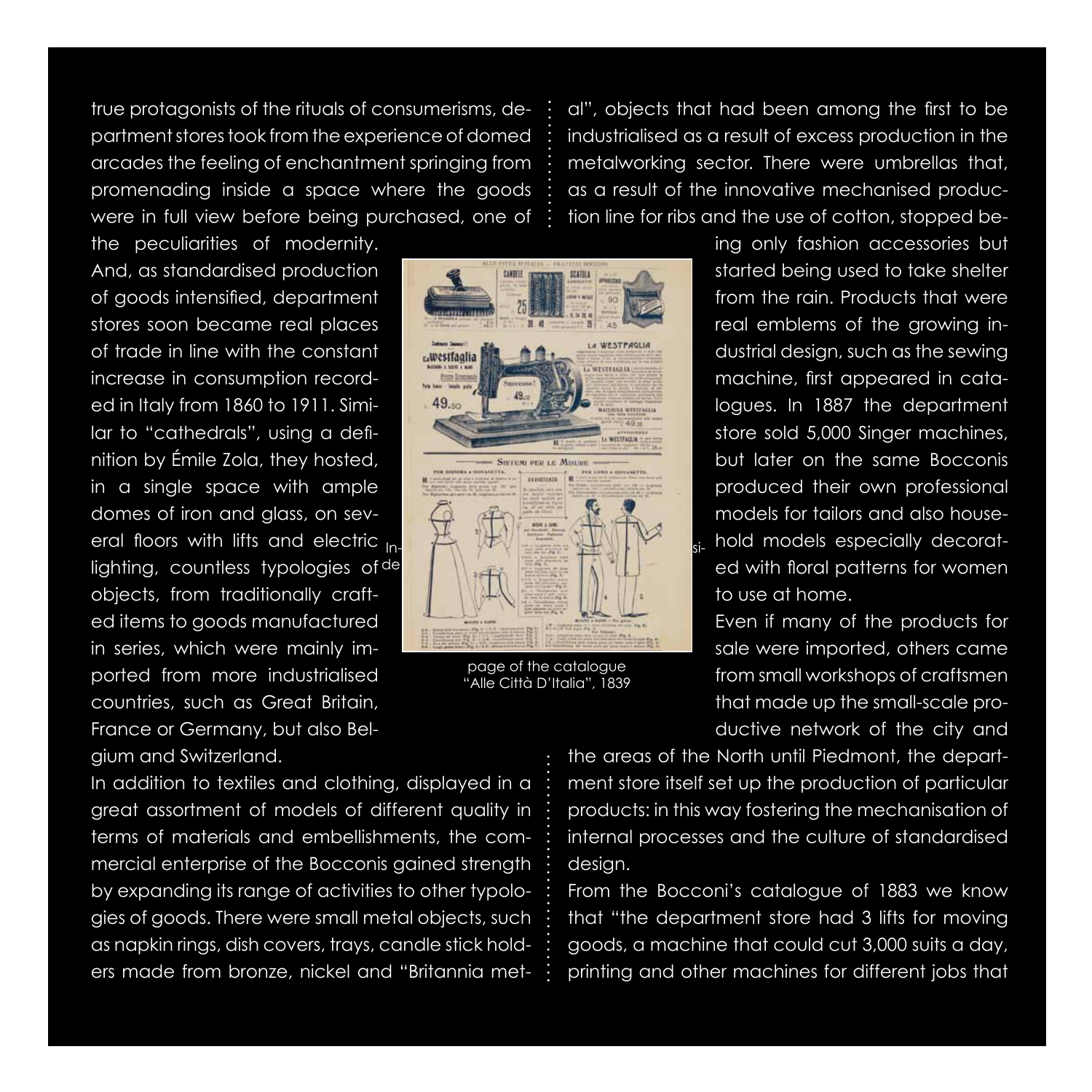true protagonists of the rituals of consumerisms, department stores took from the experience of domed arcades the feeling of enchantment springing from promenading inside a space where the goods were in full view before being purchased, one of the peculiarities of modernity. And, as standardised production of goods intensified, department stores soon became real places of trade in line with the constant increase in consumption recorded in Italy from 1860 to 1911. Similar to "cathedrals", using a definition by Émile Zola, they hosted, in a single space with ample domes of iron and glass, on several floors with lifts and electric lighting, countless typologies of objects, from traditionally crafted items to goods manufactured in series, which were mainly imported from more industrialised countries, such as Great Britain, France or Germany, but also Belgium and Switzerland.

Inside page of the catalogue "Alle Città D'Italia", 1839

In addition to textiles and clothing, displayed in a great assortment of models of different quality in terms of materials and embellishments, the commercial enterprise of the Bocconis gained strength by expanding its range of activities to other typologies of goods. There were small metal objects, such as napkin rings, dish covers, trays, candle stick holders made from bronze, nickel and "Britannia metal", objects that had been among the first to be industrialised as a result of excess production in the metalworking sector. There were umbrellas that, as a result of the innovative mechanised production line for ribs and the use of cotton, stopped being only fashion accessories but started being used to take shelter from the rain. Products that were real emblems of the growing industrial design, such as the sewing machine, first appeared in catalogues. In 1887 the department store sold 5,000 Singer machines, but later on the same Bocconis produced their own professional models for tailors and also household models especially decorated with floral patterns for women to use at home.

Even if many of the products for sale were imported, others came from small workshops of craftsmen that made up the small-scale productive network of the city and the areas of the North until Piedmont, the department store itself set up the production of particular products: in this way fostering the mechanisation of internal processes and the culture of standardised design.

From the Bocconi's catalogue of 1883 we know that "the department store had 3 lifts for moving goods, a machine that could cut 3,000 suits a day, printing and other machines for different jobs that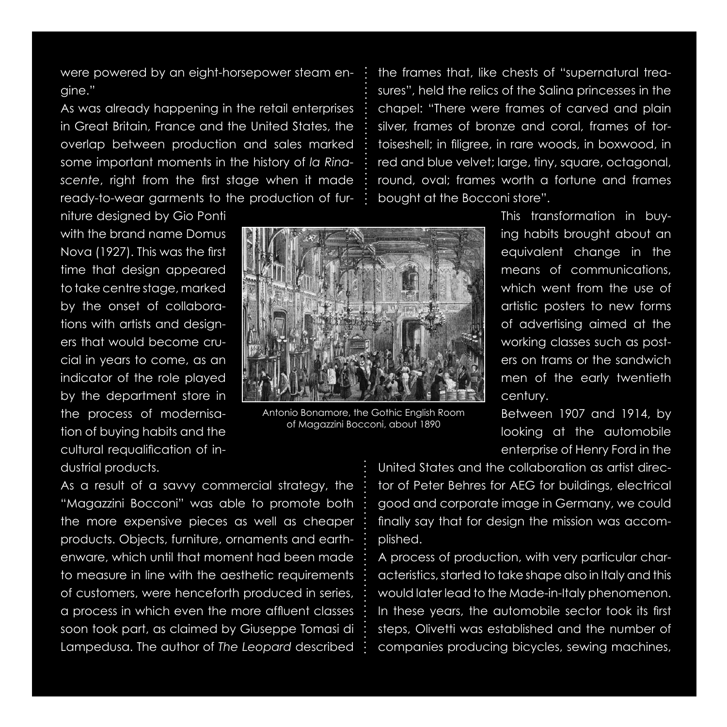were powered by an eight-horsepower steam engine."

As was already happening in the retail enterprises in Great Britain, France and the United States, the overlap between production and sales marked some important moments in the history of *la Rinascente*, right from the first stage when it made ready-to-wear garments to the production of furniture designed by Gio Ponti with the brand name Domus Nova (1927). This was the first time that design appeared to take centre stage, marked by the onset of collaborations with artists and designers that would become crucial in years to come, as an indicator of the role played by the department store in the process of modernisation of buying habits and the cultural requalification of industrial products.

As a result of a savvy commercial strategy, the "Magazzini Bocconi" was able to promote both the more expensive pieces as well as cheaper products. Objects, furniture, ornaments and earthenware, which until that moment had been made to measure in line with the aesthetic requirements of customers, were henceforth produced in series, a process in which even the more affluent classes soon took part, as claimed by Giuseppe Tomasi di Lampedusa. The author of *The Leopard* described the frames that, like chests of "supernatural treasures", held the relics of the Salina princesses in the chapel: "There were frames of carved and plain silver, frames of bronze and coral, frames of tortoiseshell; in filigree, in rare woods, in boxwood, in red and blue velvet; large, tiny, square, octagonal, round, oval; frames worth a fortune and frames bought at the Bocconi store".

Antonio Bonamore, the Gothic English Room of Magazzini Bocconi, about 1890

This transformation in buying habits brought about an equivalent change in the means of communications, which went from the use of artistic posters to new forms of advertising aimed at the working classes such as posters on trams or the sandwich men of the early twentieth century.

Between 1907 and 1914, by looking at the automobile enterprise of Henry Ford in the United States and the collaboration as artist director of Peter Behres for AEG for buildings, electrical good and corporate image in Germany, we could finally say that for design the mission was accomplished.

A process of production, with very particular characteristics, started to take shape also in Italy and this would later lead to the Made-in-Italy phenomenon. In these years, the automobile sector took its first steps, Olivetti was established and the number of companies producing bicycles, sewing machines,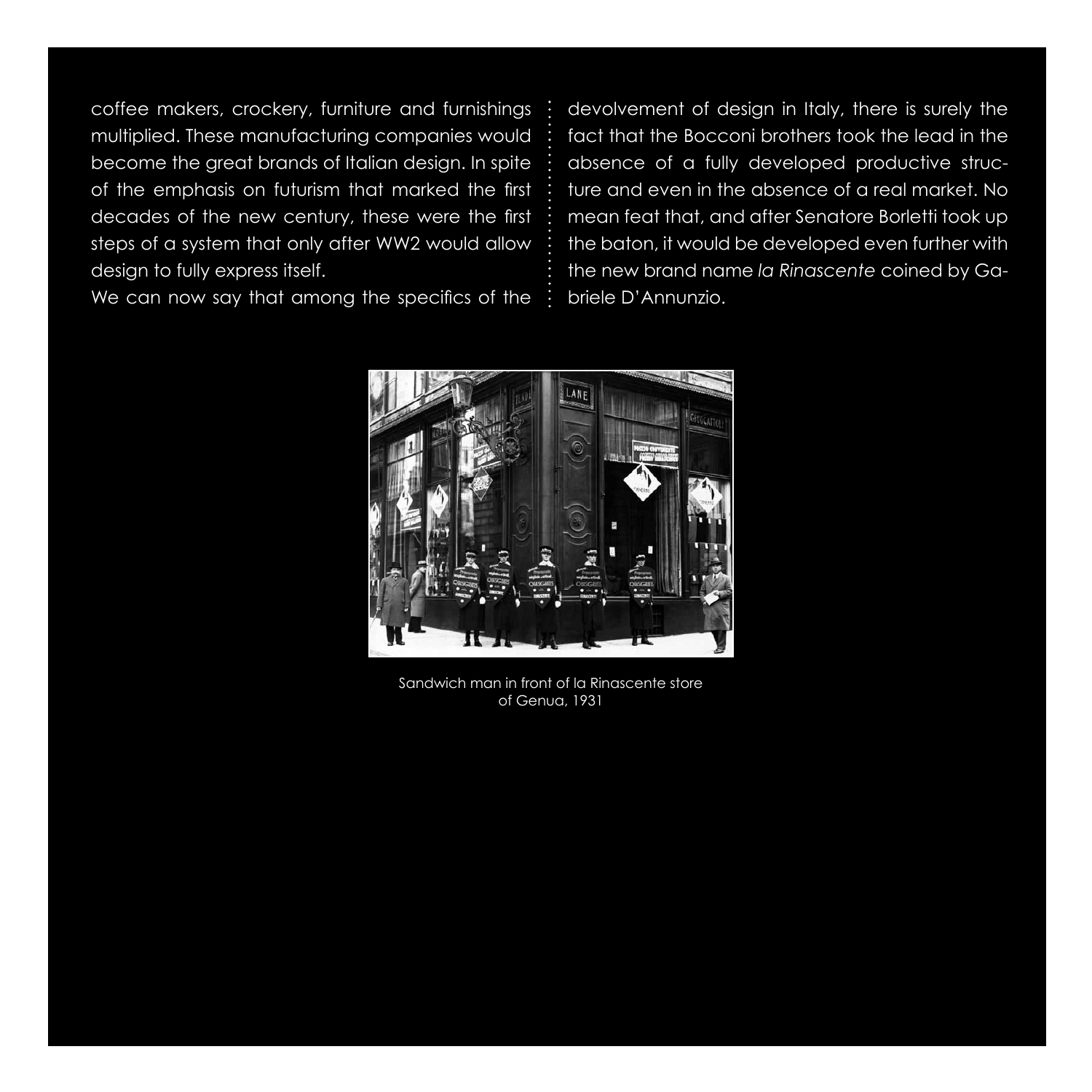coffee makers, crockery, furniture and furnishings multiplied. These manufacturing companies would become the great brands of Italian design. In spite of the emphasis on futurism that marked the first decades of the new century, these were the first steps of a system that only after WW2 would allow design to fully express itself.

We can now say that among the specifics of the devolvement of design in Italy, there is surely the fact that the Bocconi brothers took the lead in the absence of a fully developed productive structure and even in the absence of a real market. No mean feat that, and after Senatore Borletti took up the baton, it would be developed even further with the new brand name *la Rinascente* coined by Gabriele D'Annunzio.

Sandwich man in front of la Rinascente store of Genua, 1931